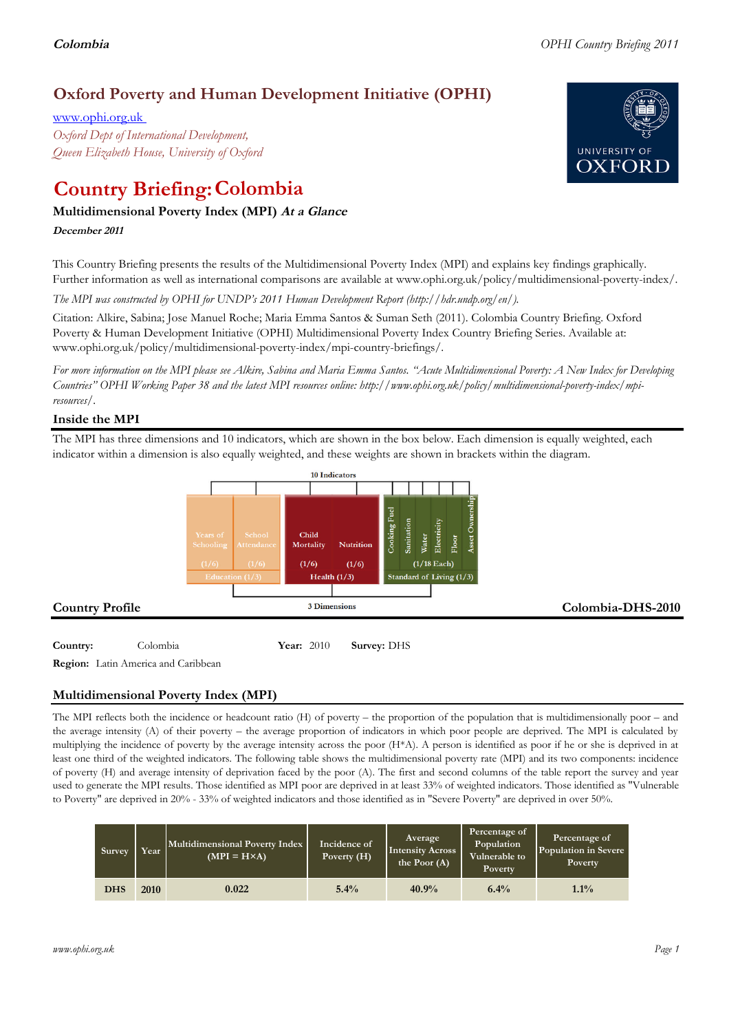# Oxford Poverty and Human Development Initiative (OPHI)

www.ophi.org.uk

*Oxford Dept of International Development,*
*Queen Elizabeth House, University of Oxford*

# Country Briefing: Colombia

### Multidimensional Poverty Index (MPI) *At a Glance*

***December 2011***

This Country Briefing presents the results of the Multidimensional Poverty Index (MPI) and explains key findings graphically. Further information as well as international comparisons are available at www.ophi.org.uk/policy/multidimensional-poverty-index/.

*The MPI was constructed by OPHI for UNDP's 2011 Human Development Report (http://hdr.undp.org/en/).*

Citation: Alkire, Sabina; Jose Manuel Roche; Maria Emma Santos & Suman Seth (2011). Colombia Country Briefing. Oxford Poverty & Human Development Initiative (OPHI) Multidimensional Poverty Index Country Briefing Series. Available at: www.ophi.org.uk/policy/multidimensional-poverty-index/mpi-country-briefings/.

*For more information on the MPI please see Alkire, Sabina and Maria Emma Santos. "Acute Multidimensional Poverty: A New Index for Developing Countries" OPHI Working Paper 38 and the latest MPI resources online: http://www.ophi.org.uk/policy/multidimensional-poverty-index/mpi-resources/.*

## Inside the MPI

The MPI has three dimensions and 10 indicators, which are shown in the box below. Each dimension is equally weighted, each indicator within a dimension is also equally weighted, and these weights are shown in brackets within the diagram.

10 Indicators

- Education (1/3): Years of Schooling (1/6), School Attendance (1/6)
- Health (1/3): Child Mortality (1/6), Nutrition (1/6)
- Standard of Living (1/3): Cooking Fuel, Sanitation, Water, Electricity, Floor, Asset Ownership (1/18 Each)

3 Dimensions

## Country Profile

**Colombia-DHS-2010**

**Country:** Colombia **Year:** 2010 **Survey:** DHS

**Region:** Latin America and Caribbean

## Multidimensional Poverty Index (MPI)

The MPI reflects both the incidence or headcount ratio (H) of poverty – the proportion of the population that is multidimensionally poor – and the average intensity (A) of their poverty – the average proportion of indicators in which poor people are deprived. The MPI is calculated by multiplying the incidence of poverty by the average intensity across the poor (H*A). A person is identified as poor if he or she is deprived in at least one third of the weighted indicators. The following table shows the multidimensional poverty rate (MPI) and its two components: incidence of poverty (H) and average intensity of deprivation faced by the poor (A). The first and second columns of the table report the survey and year used to generate the MPI results. Those identified as MPI poor are deprived in at least 33% of weighted indicators. Those identified as "Vulnerable to Poverty" are deprived in 20% - 33% of weighted indicators and those identified as in "Severe Poverty" are deprived in over 50%.

| Survey | Year | Multidimensional Poverty Index (MPI = H×A) | Incidence of Poverty (H) | Average Intensity Across the Poor (A) | Percentage of Population Vulnerable to Poverty | Percentage of Population in Severe Poverty |
|---|---|---|---|---|---|---|
| DHS | 2010 | 0.022 | 5.4% | 40.9% | 6.4% | 1.1% |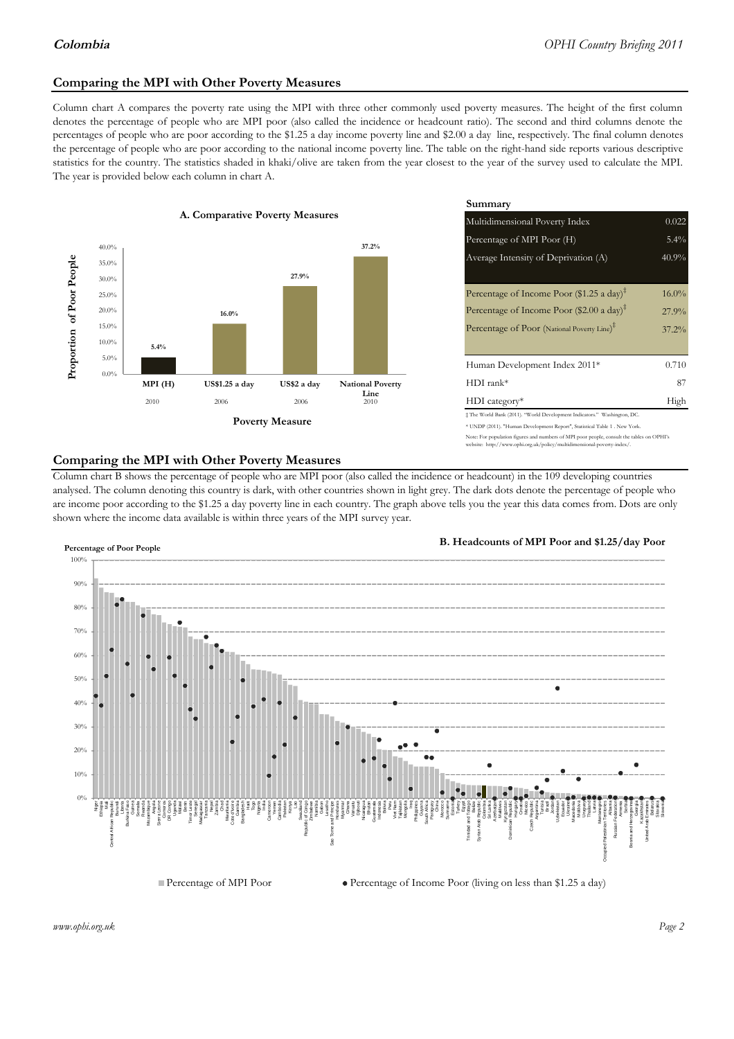## Comparing the MPI with Other Poverty Measures

Column chart A compares the poverty rate using the MPI with three other commonly used poverty measures. The height of the first column denotes the percentage of people who are MPI poor (also called the incidence or headcount ratio). The second and third columns denote the percentages of people who are poor according to the $1.25 a day income poverty line and $2.00 a day line, respectively. The final column denotes the percentage of people who are poor according to the national income poverty line. The table on the right-hand side reports various descriptive statistics for the country. The statistics shaded in khaki/olive are taken from the year closest to the year of the survey used to calculate the MPI. The year is provided below each column in chart A.

**A. Comparative Poverty Measures**

| Poverty Measure | Proportion of Poor People | Year |
|---|---|---|
| MPI (H) | 5.4% | 2010 |
| US$1.25 a day | 16.0% | 2006 |
| US$2 a day | 27.9% | 2006 |
| National Poverty Line | 37.2% | 2010 |

**Summary**

| | |
|---|---|
| Multidimensional Poverty Index | 0.022 |
| Percentage of MPI Poor (H) | 5.4% |
| Average Intensity of Deprivation (A) | 40.9% |
| Percentage of Income Poor ($1.25 a day)‡ | 16.0% |
| Percentage of Income Poor ($2.00 a day)‡ | 27.9% |
| Percentage of Poor (National Poverty Line)‡ | 37.2% |
| Human Development Index 2011* | 0.710 |
| HDI rank* | 87 |
| HDI category* | High |

‡ The World Bank (2011). "World Development Indicators." Washington, DC.

* UNDP (2011). "Human Development Report", Statistical Table 1 . New York.

Note: For population figures and numbers of MPI poor people, consult the tables on OPHI's website: http://www.ophi.org.uk/policy/multidimensional-poverty-index/.

## Comparing the MPI with Other Poverty Measures

Column chart B shows the percentage of people who are MPI poor (also called the incidence or headcount) in the 109 developing countries analysed. The column denoting this country is dark, with other countries shown in light grey. The dark dots denote the percentage of people who are income poor according to the $1.25 a day poverty line in each country. The graph above tells you the year this data comes from. Dots are only shown where the income data available is within three years of the MPI survey year.

**B. Headcounts of MPI Poor and $1.25/day Poor**

Percentage of Poor People

■ Percentage of MPI Poor ● Percentage of Income Poor (living on less than $1.25 a day)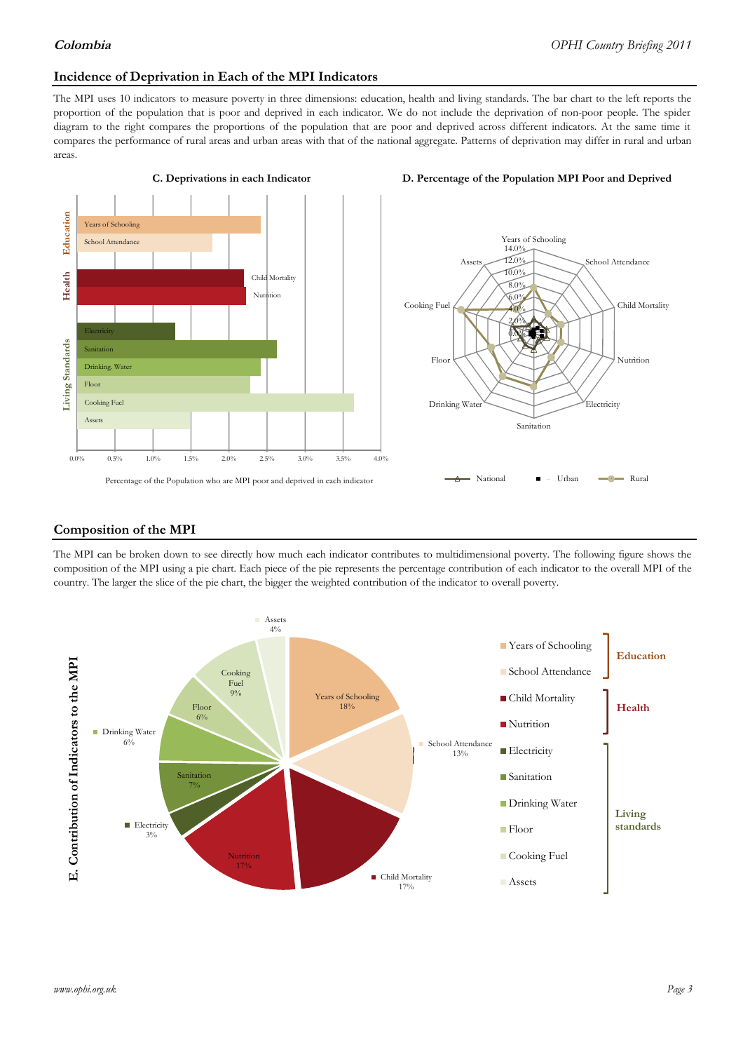## Incidence of Deprivation in Each of the MPI Indicators

The MPI uses 10 indicators to measure poverty in three dimensions: education, health and living standards. The bar chart to the left reports the proportion of the population that is poor and deprived in each indicator. We do not include the deprivation of non-poor people. The spider diagram to the right compares the proportions of the population that are poor and deprived across different indicators. At the same time it compares the performance of rural areas and urban areas with that of the national aggregate. Patterns of deprivation may differ in rural and urban areas.

**C. Deprivations in each Indicator**

Percentage of the Population who are MPI poor and deprived in each indicator

**D. Percentage of the Population MPI Poor and Deprived**

## Composition of the MPI

The MPI can be broken down to see directly how much each indicator contributes to multidimensional poverty. The following figure shows the composition of the MPI using a pie chart. Each piece of the pie represents the percentage contribution of each indicator to the overall MPI of the country. The larger the slice of the pie chart, the bigger the weighted contribution of the indicator to overall poverty.

**E. Contribution of Indicators to the MPI**

| Dimension | Indicator | Contribution |
|---|---|---|
| Education | Years of Schooling | 18% |
| Education | School Attendance | 13% |
| Health | Child Mortality | 17% |
| Health | Nutrition | 17% |
| Living standards | Electricity | 3% |
| Living standards | Sanitation | 7% |
| Living standards | Drinking Water | 6% |
| Living standards | Floor | 6% |
| Living standards | Cooking Fuel | 9% |
| Living standards | Assets | 4% |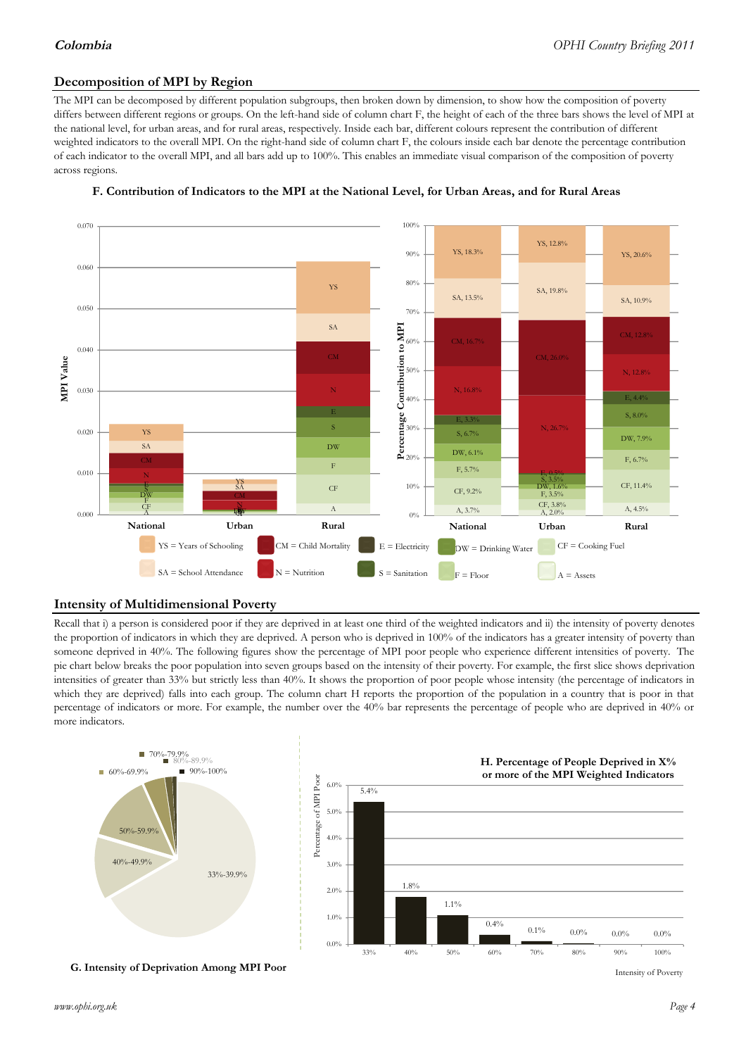## Decomposition of MPI by Region

The MPI can be decomposed by different population subgroups, then broken down by dimension, to show how the composition of poverty differs between different regions or groups. On the left-hand side of column chart F, the height of each of the three bars shows the level of MPI at the national level, for urban areas, and for rural areas, respectively. Inside each bar, different colours represent the contribution of different weighted indicators to the overall MPI. On the right-hand side of column chart F, the colours inside each bar denote the percentage contribution of each indicator to the overall MPI, and all bars add up to 100%. This enables an immediate visual comparison of the composition of poverty across regions.

**F. Contribution of Indicators to the MPI at the National Level, for Urban Areas, and for Rural Areas**

| Indicator | National | Urban | Rural |
|---|---|---|---|
| YS | 18.3% | 12.8% | 20.6% |
| SA | 13.5% | 19.8% | 10.9% |
| CM | 16.7% | 26.0% | 12.8% |
| N | 16.8% | 26.7% | 12.8% |
| E | 3.3% | 0.5% | 4.4% |
| S | 6.7% | 3.5% | 8.0% |
| DW | 6.1% | 1.6% | 7.9% |
| F | 5.7% | 3.5% | 6.7% |
| CF | 9.2% | 3.8% | 11.4% |
| A | 3.7% | 2.0% | 4.5% |

YS = Years of Schooling; SA = School Attendance; CM = Child Mortality; N = Nutrition; E = Electricity; S = Sanitation; DW = Drinking Water; F = Floor; CF = Cooking Fuel; A = Assets

## Intensity of Multidimensional Poverty

Recall that i) a person is considered poor if they are deprived in at least one third of the weighted indicators and ii) the intensity of poverty denotes the proportion of indicators in which they are deprived. A person who is deprived in 100% of the indicators has a greater intensity of poverty than someone deprived in 40%. The following figures show the percentage of MPI poor people who experience different intensities of poverty. The pie chart below breaks the poor population into seven groups based on the intensity of their poverty. For example, the first slice shows deprivation intensities of greater than 33% but strictly less than 40%. It shows the proportion of poor people whose intensity (the percentage of indicators in which they are deprived) falls into each group. The column chart H reports the proportion of the population in a country that is poor in that percentage of indicators or more. For example, the number over the 40% bar represents the percentage of people who are deprived in 40% or more indicators.

**G. Intensity of Deprivation Among MPI Poor**

**H. Percentage of People Deprived in X% or more of the MPI Weighted Indicators**

| Intensity of Poverty | 33% | 40% | 50% | 60% | 70% | 80% | 90% | 100% |
|---|---|---|---|---|---|---|---|---|
| Percentage of MPI Poor | 5.4% | 1.8% | 1.1% | 0.4% | 0.1% | 0.0% | 0.0% | 0.0% |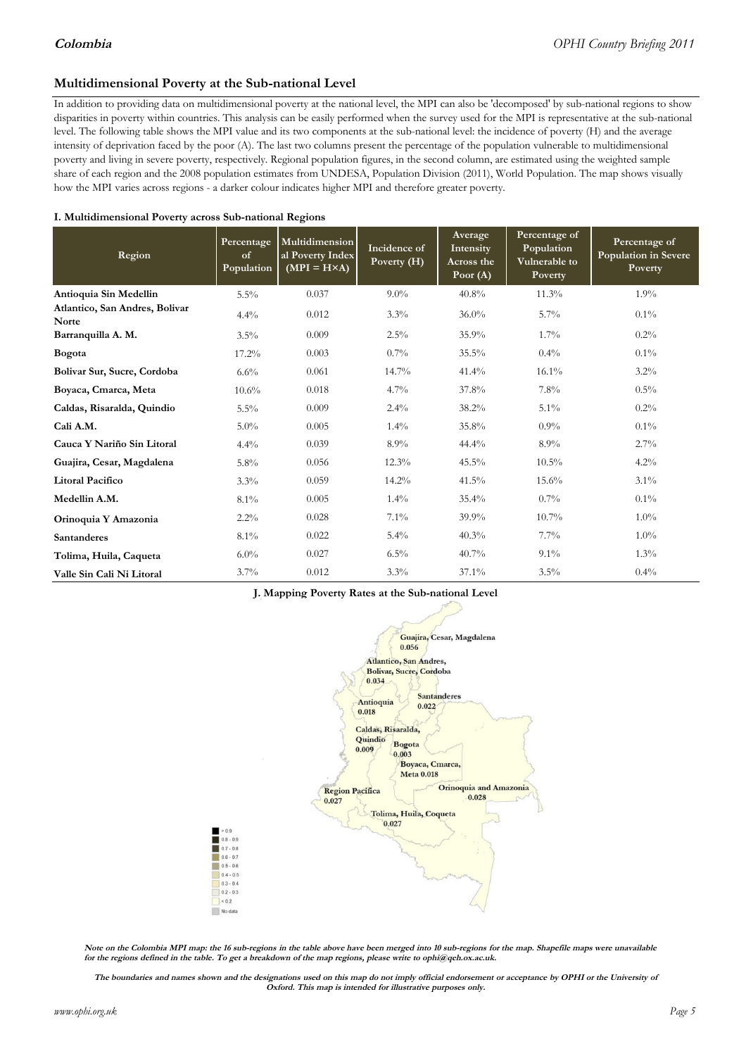## Multidimensional Poverty at the Sub-national Level

In addition to providing data on multidimensional poverty at the national level, the MPI can also be 'decomposed' by sub-national regions to show disparities in poverty within countries. This analysis can be easily performed when the survey used for the MPI is representative at the sub-national level. The following table shows the MPI value and its two components at the sub-national level: the incidence of poverty (H) and the average intensity of deprivation faced by the poor (A). The last two columns present the percentage of the population vulnerable to multidimensional poverty and living in severe poverty, respectively. Regional population figures, in the second column, are estimated using the weighted sample share of each region and the 2008 population estimates from UNDESA, Population Division (2011), World Population. The map shows visually how the MPI varies across regions - a darker colour indicates higher MPI and therefore greater poverty.

### I. Multidimensional Poverty across Sub-national Regions

| Region | Percentage of Population | Multidimensional Poverty Index (MPI = H×A) | Incidence of Poverty (H) | Average Intensity Across the Poor (A) | Percentage of Population Vulnerable to Poverty | Percentage of Population in Severe Poverty |
|---|---|---|---|---|---|---|
| **Antioquia Sin Medellin** | 5.5% | 0.037 | 9.0% | 40.8% | 11.3% | 1.9% |
| **Atlantico, San Andres, Bolivar Norte** | 4.4% | 0.012 | 3.3% | 36.0% | 5.7% | 0.1% |
| **Barranquilla A. M.** | 3.5% | 0.009 | 2.5% | 35.9% | 1.7% | 0.2% |
| **Bogota** | 17.2% | 0.003 | 0.7% | 35.5% | 0.4% | 0.1% |
| **Bolivar Sur, Sucre, Cordoba** | 6.6% | 0.061 | 14.7% | 41.4% | 16.1% | 3.2% |
| **Boyaca, Cmarca, Meta** | 10.6% | 0.018 | 4.7% | 37.8% | 7.8% | 0.5% |
| **Caldas, Risaralda, Quindio** | 5.5% | 0.009 | 2.4% | 38.2% | 5.1% | 0.2% |
| **Cali A.M.** | 5.0% | 0.005 | 1.4% | 35.8% | 0.9% | 0.1% |
| **Cauca Y Nariño Sin Litoral** | 4.4% | 0.039 | 8.9% | 44.4% | 8.9% | 2.7% |
| **Guajira, Cesar, Magdalena** | 5.8% | 0.056 | 12.3% | 45.5% | 10.5% | 4.2% |
| **Litoral Pacifico** | 3.3% | 0.059 | 14.2% | 41.5% | 15.6% | 3.1% |
| **Medellin A.M.** | 8.1% | 0.005 | 1.4% | 35.4% | 0.7% | 0.1% |
| **Orinoquia Y Amazonia** | 2.2% | 0.028 | 7.1% | 39.9% | 10.7% | 1.0% |
| **Santanderes** | 8.1% | 0.022 | 5.4% | 40.3% | 7.7% | 1.0% |
| **Tolima, Huila, Caqueta** | 6.0% | 0.027 | 6.5% | 40.7% | 9.1% | 1.3% |
| **Valle Sin Cali Ni Litoral** | 3.7% | 0.012 | 3.3% | 37.1% | 3.5% | 0.4% |

### J. Mapping Poverty Rates at the Sub-national Level

Guajira, Cesar, Magdalena 0.056
Atlantico, San Andres, Bolivar, Sucre, Cordoba 0.034
Santanderes 0.022
Antioquia 0.018
Caldas, Risaralda, Quindio 0.009
Bogota 0.003
Boyaca, Cmarca, Meta 0.018
Orinoquia and Amazonia 0.028
Region Pacifica 0.027
Tolima, Huila, Coqueta 0.027

> 0.9
0.8 - 0.9
0.7 - 0.8
0.6 - 0.7
0.5 - 0.6
0.4 - 0.5
0.3 - 0.4
0.2 - 0.3
< 0.2
No data

**Note on the Colombia MPI map: the 16 sub-regions in the table above have been merged into 10 sub-regions for the map. Shapefile maps were unavailable for the regions defined in the table. To get a breakdown of the map regions, please write to ophi@qeh.ox.ac.uk.**

**The boundaries and names shown and the designations used on this map do not imply official endorsement or acceptance by OPHI or the University of Oxford. This map is intended for illustrative purposes only.**